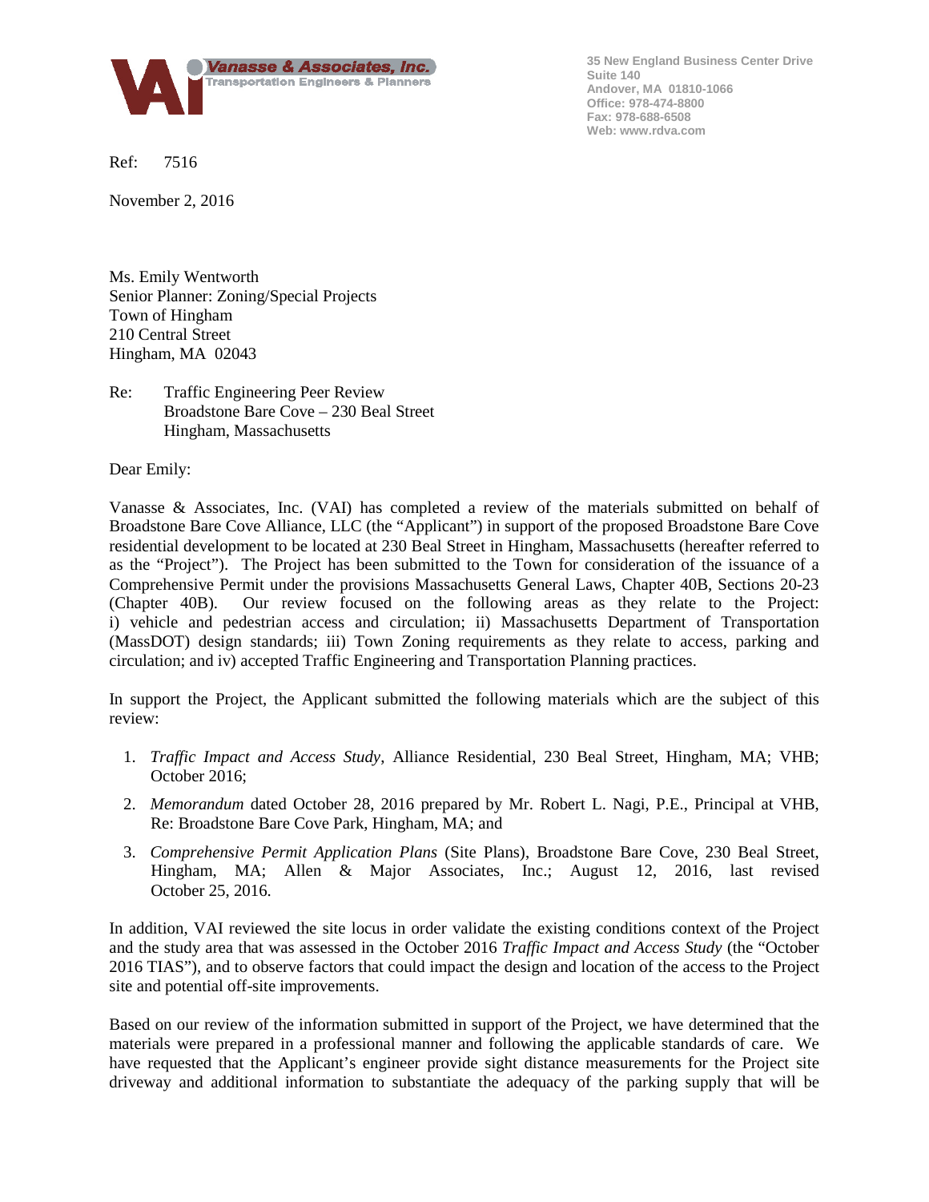Vanasse & Associates, Inc.
Transportation Engineers & Planners

35 New England Business Center Drive
Suite 140
Andover, MA 01810-1066
Office: 978-474-8800
Fax: 978-688-6508
Web: www.rdva.com

Ref: 7516

November 2, 2016

Ms. Emily Wentworth
Senior Planner: Zoning/Special Projects
Town of Hingham
210 Central Street
Hingham, MA 02043

Re: Traffic Engineering Peer Review
Broadstone Bare Cove – 230 Beal Street
Hingham, Massachusetts

Dear Emily:

Vanasse & Associates, Inc. (VAI) has completed a review of the materials submitted on behalf of Broadstone Bare Cove Alliance, LLC (the "Applicant") in support of the proposed Broadstone Bare Cove residential development to be located at 230 Beal Street in Hingham, Massachusetts (hereafter referred to as the "Project"). The Project has been submitted to the Town for consideration of the issuance of a Comprehensive Permit under the provisions Massachusetts General Laws, Chapter 40B, Sections 20-23 (Chapter 40B). Our review focused on the following areas as they relate to the Project: i) vehicle and pedestrian access and circulation; ii) Massachusetts Department of Transportation (MassDOT) design standards; iii) Town Zoning requirements as they relate to access, parking and circulation; and iv) accepted Traffic Engineering and Transportation Planning practices.

In support the Project, the Applicant submitted the following materials which are the subject of this review:

1. *Traffic Impact and Access Study*, Alliance Residential, 230 Beal Street, Hingham, MA; VHB; October 2016;
2. *Memorandum* dated October 28, 2016 prepared by Mr. Robert L. Nagi, P.E., Principal at VHB, Re: Broadstone Bare Cove Park, Hingham, MA; and
3. *Comprehensive Permit Application Plans* (Site Plans), Broadstone Bare Cove, 230 Beal Street, Hingham, MA; Allen & Major Associates, Inc.; August 12, 2016, last revised October 25, 2016.

In addition, VAI reviewed the site locus in order validate the existing conditions context of the Project and the study area that was assessed in the October 2016 *Traffic Impact and Access Study* (the "October 2016 TIAS"), and to observe factors that could impact the design and location of the access to the Project site and potential off-site improvements.

Based on our review of the information submitted in support of the Project, we have determined that the materials were prepared in a professional manner and following the applicable standards of care. We have requested that the Applicant's engineer provide sight distance measurements for the Project site driveway and additional information to substantiate the adequacy of the parking supply that will be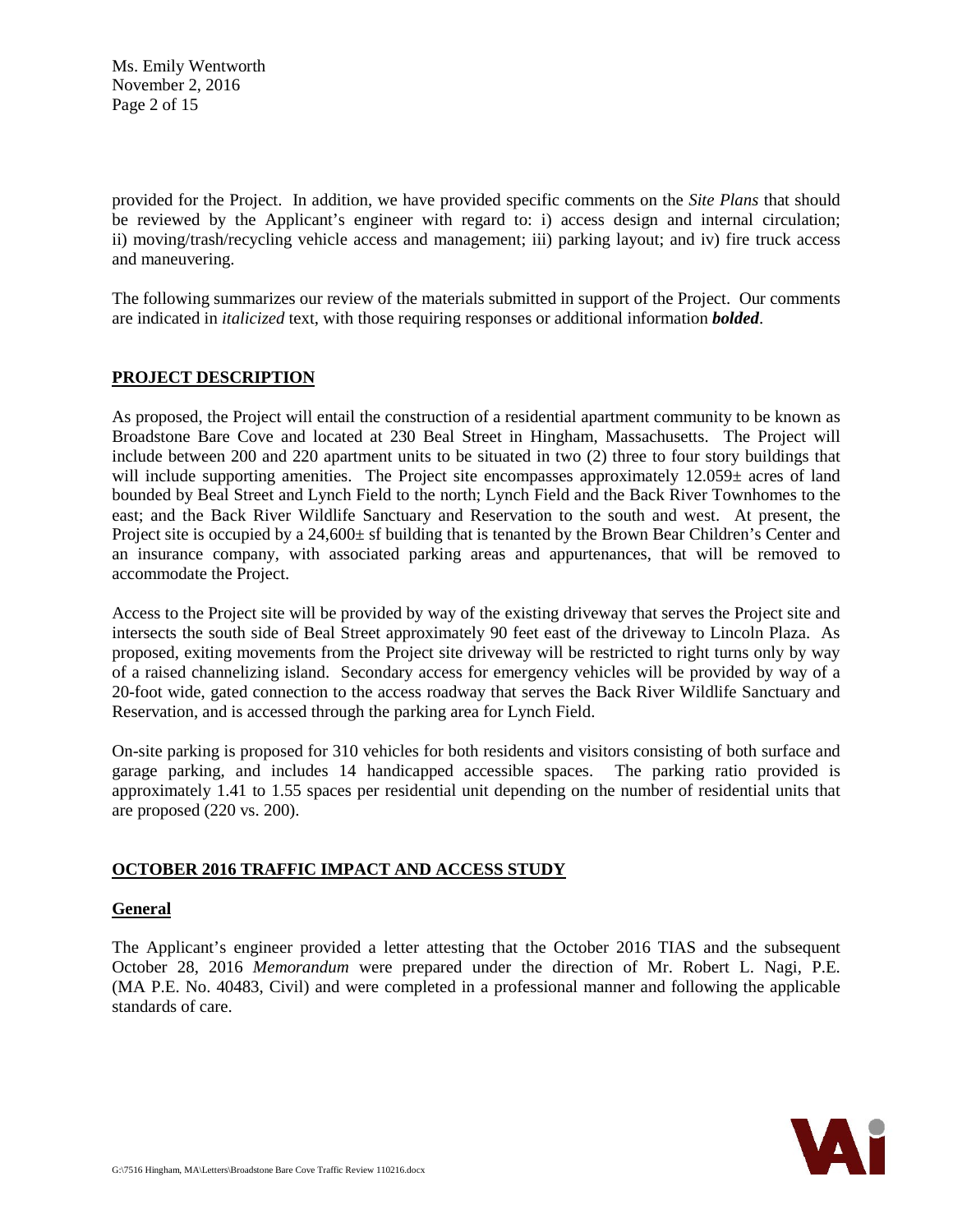provided for the Project. In addition, we have provided specific comments on the *Site Plans* that should be reviewed by the Applicant's engineer with regard to: i) access design and internal circulation; ii) moving/trash/recycling vehicle access and management; iii) parking layout; and iv) fire truck access and maneuvering.

The following summarizes our review of the materials submitted in support of the Project. Our comments are indicated in *italicized* text, with those requiring responses or additional information ***bolded***.

## PROJECT DESCRIPTION

As proposed, the Project will entail the construction of a residential apartment community to be known as Broadstone Bare Cove and located at 230 Beal Street in Hingham, Massachusetts. The Project will include between 200 and 220 apartment units to be situated in two (2) three to four story buildings that will include supporting amenities. The Project site encompasses approximately 12.059± acres of land bounded by Beal Street and Lynch Field to the north; Lynch Field and the Back River Townhomes to the east; and the Back River Wildlife Sanctuary and Reservation to the south and west. At present, the Project site is occupied by a 24,600± sf building that is tenanted by the Brown Bear Children's Center and an insurance company, with associated parking areas and appurtenances, that will be removed to accommodate the Project.

Access to the Project site will be provided by way of the existing driveway that serves the Project site and intersects the south side of Beal Street approximately 90 feet east of the driveway to Lincoln Plaza. As proposed, exiting movements from the Project site driveway will be restricted to right turns only by way of a raised channelizing island. Secondary access for emergency vehicles will be provided by way of a 20-foot wide, gated connection to the access roadway that serves the Back River Wildlife Sanctuary and Reservation, and is accessed through the parking area for Lynch Field.

On-site parking is proposed for 310 vehicles for both residents and visitors consisting of both surface and garage parking, and includes 14 handicapped accessible spaces. The parking ratio provided is approximately 1.41 to 1.55 spaces per residential unit depending on the number of residential units that are proposed (220 vs. 200).

## OCTOBER 2016 TRAFFIC IMPACT AND ACCESS STUDY

### General

The Applicant's engineer provided a letter attesting that the October 2016 TIAS and the subsequent October 28, 2016 *Memorandum* were prepared under the direction of Mr. Robert L. Nagi, P.E. (MA P.E. No. 40483, Civil) and were completed in a professional manner and following the applicable standards of care.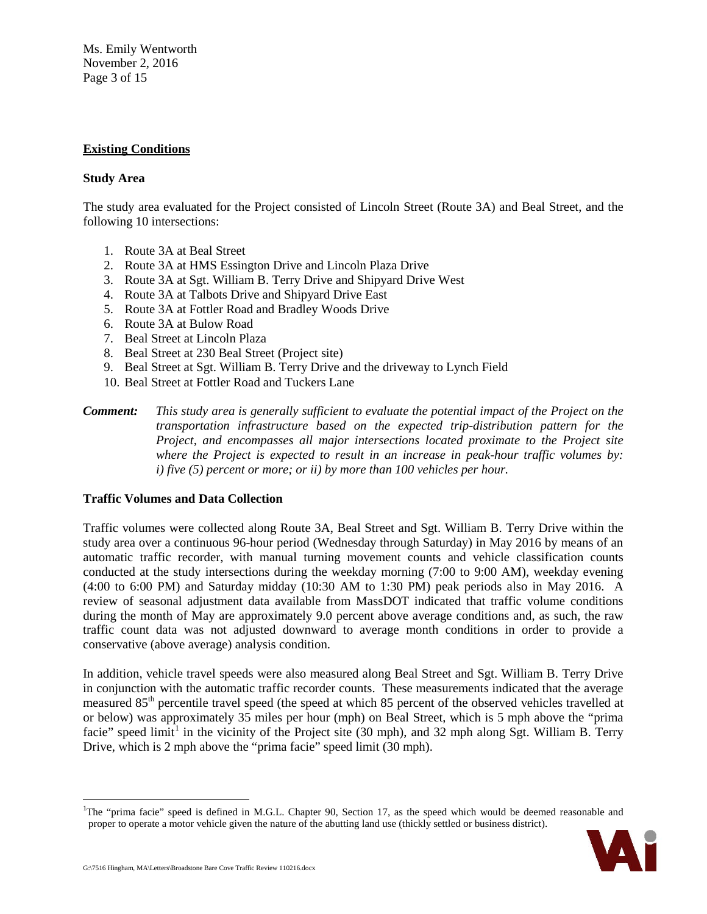## Existing Conditions

### Study Area

The study area evaluated for the Project consisted of Lincoln Street (Route 3A) and Beal Street, and the following 10 intersections:

1. Route 3A at Beal Street
2. Route 3A at HMS Essington Drive and Lincoln Plaza Drive
3. Route 3A at Sgt. William B. Terry Drive and Shipyard Drive West
4. Route 3A at Talbots Drive and Shipyard Drive East
5. Route 3A at Fottler Road and Bradley Woods Drive
6. Route 3A at Bulow Road
7. Beal Street at Lincoln Plaza
8. Beal Street at 230 Beal Street (Project site)
9. Beal Street at Sgt. William B. Terry Drive and the driveway to Lynch Field
10. Beal Street at Fottler Road and Tuckers Lane

***Comment:*** *This study area is generally sufficient to evaluate the potential impact of the Project on the transportation infrastructure based on the expected trip-distribution pattern for the Project, and encompasses all major intersections located proximate to the Project site where the Project is expected to result in an increase in peak-hour traffic volumes by: i) five (5) percent or more; or ii) by more than 100 vehicles per hour.*

### Traffic Volumes and Data Collection

Traffic volumes were collected along Route 3A, Beal Street and Sgt. William B. Terry Drive within the study area over a continuous 96-hour period (Wednesday through Saturday) in May 2016 by means of an automatic traffic recorder, with manual turning movement counts and vehicle classification counts conducted at the study intersections during the weekday morning (7:00 to 9:00 AM), weekday evening (4:00 to 6:00 PM) and Saturday midday (10:30 AM to 1:30 PM) peak periods also in May 2016. A review of seasonal adjustment data available from MassDOT indicated that traffic volume conditions during the month of May are approximately 9.0 percent above average conditions and, as such, the raw traffic count data was not adjusted downward to average month conditions in order to provide a conservative (above average) analysis condition.

In addition, vehicle travel speeds were also measured along Beal Street and Sgt. William B. Terry Drive in conjunction with the automatic traffic recorder counts. These measurements indicated that the average measured 85th percentile travel speed (the speed at which 85 percent of the observed vehicles travelled at or below) was approximately 35 miles per hour (mph) on Beal Street, which is 5 mph above the "prima facie" speed limit[1] in the vicinity of the Project site (30 mph), and 32 mph along Sgt. William B. Terry Drive, which is 2 mph above the "prima facie" speed limit (30 mph).

---

[1]The "prima facie" speed is defined in M.G.L. Chapter 90, Section 17, as the speed which would be deemed reasonable and proper to operate a motor vehicle given the nature of the abutting land use (thickly settled or business district).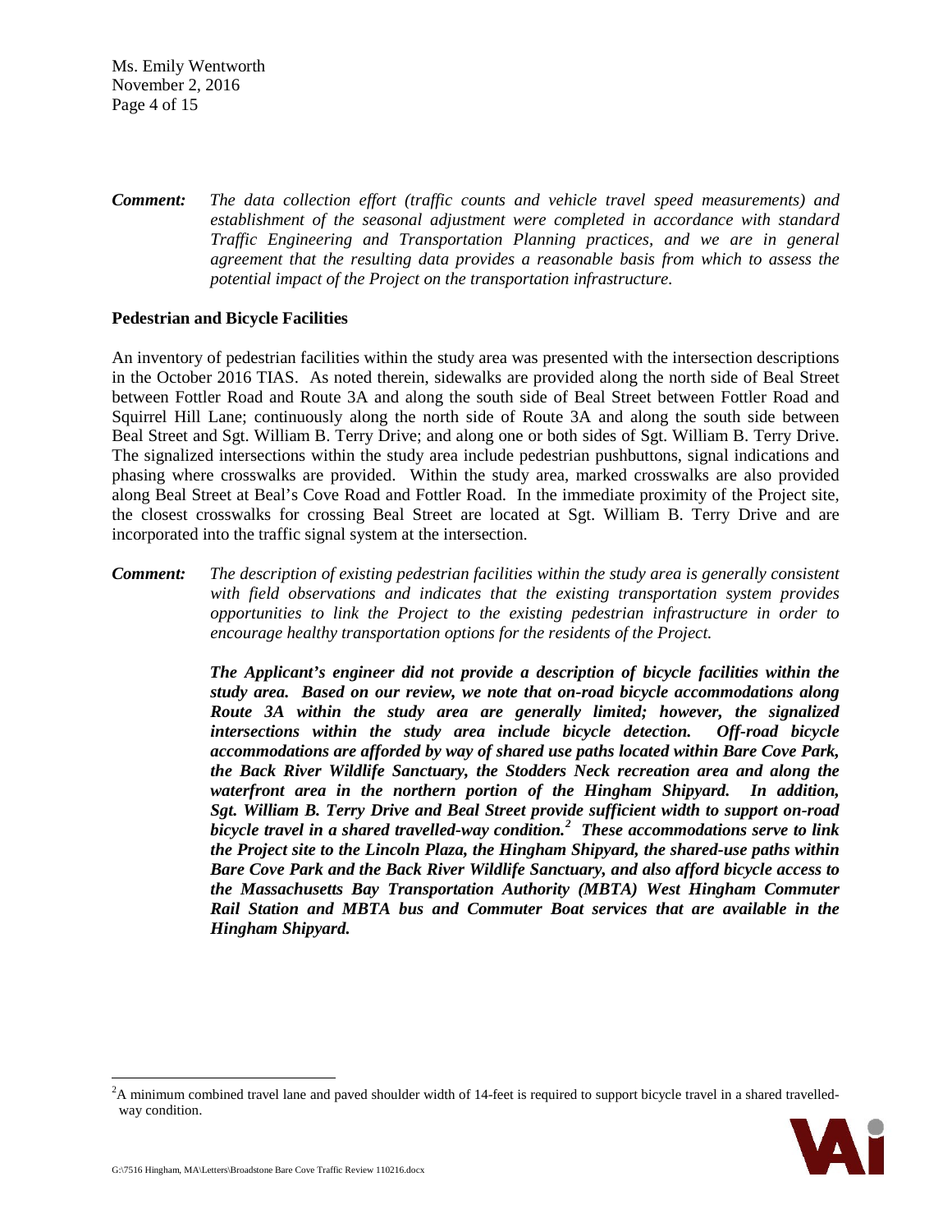**Comment:** *The data collection effort (traffic counts and vehicle travel speed measurements) and establishment of the seasonal adjustment were completed in accordance with standard Traffic Engineering and Transportation Planning practices, and we are in general agreement that the resulting data provides a reasonable basis from which to assess the potential impact of the Project on the transportation infrastructure.*

**Pedestrian and Bicycle Facilities**

An inventory of pedestrian facilities within the study area was presented with the intersection descriptions in the October 2016 TIAS. As noted therein, sidewalks are provided along the north side of Beal Street between Fottler Road and Route 3A and along the south side of Beal Street between Fottler Road and Squirrel Hill Lane; continuously along the north side of Route 3A and along the south side between Beal Street and Sgt. William B. Terry Drive; and along one or both sides of Sgt. William B. Terry Drive. The signalized intersections within the study area include pedestrian pushbuttons, signal indications and phasing where crosswalks are provided. Within the study area, marked crosswalks are also provided along Beal Street at Beal's Cove Road and Fottler Road. In the immediate proximity of the Project site, the closest crosswalks for crossing Beal Street are located at Sgt. William B. Terry Drive and are incorporated into the traffic signal system at the intersection.

**Comment:** *The description of existing pedestrian facilities within the study area is generally consistent with field observations and indicates that the existing transportation system provides opportunities to link the Project to the existing pedestrian infrastructure in order to encourage healthy transportation options for the residents of the Project.*

***The Applicant's engineer did not provide a description of bicycle facilities within the study area. Based on our review, we note that on-road bicycle accommodations along Route 3A within the study area are generally limited; however, the signalized intersections within the study area include bicycle detection. Off-road bicycle accommodations are afforded by way of shared use paths located within Bare Cove Park, the Back River Wildlife Sanctuary, the Stodders Neck recreation area and along the waterfront area in the northern portion of the Hingham Shipyard. In addition, Sgt. William B. Terry Drive and Beal Street provide sufficient width to support on-road bicycle travel in a shared travelled-way condition.[2] These accommodations serve to link the Project site to the Lincoln Plaza, the Hingham Shipyard, the shared-use paths within Bare Cove Park and the Back River Wildlife Sanctuary, and also afford bicycle access to the Massachusetts Bay Transportation Authority (MBTA) West Hingham Commuter Rail Station and MBTA bus and Commuter Boat services that are available in the Hingham Shipyard.***

[2] A minimum combined travel lane and paved shoulder width of 14-feet is required to support bicycle travel in a shared travelled-way condition.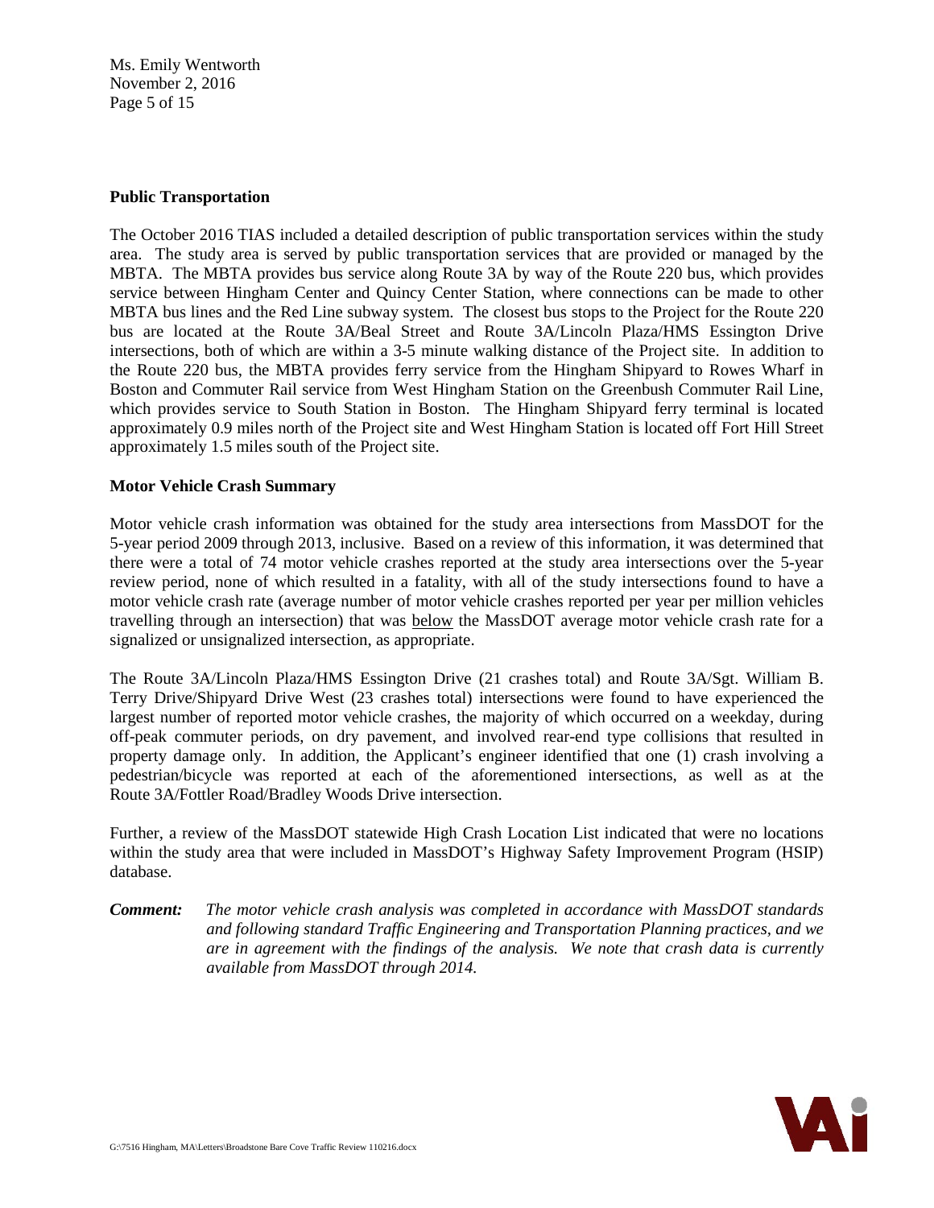## Public Transportation

The October 2016 TIAS included a detailed description of public transportation services within the study area. The study area is served by public transportation services that are provided or managed by the MBTA. The MBTA provides bus service along Route 3A by way of the Route 220 bus, which provides service between Hingham Center and Quincy Center Station, where connections can be made to other MBTA bus lines and the Red Line subway system. The closest bus stops to the Project for the Route 220 bus are located at the Route 3A/Beal Street and Route 3A/Lincoln Plaza/HMS Essington Drive intersections, both of which are within a 3-5 minute walking distance of the Project site. In addition to the Route 220 bus, the MBTA provides ferry service from the Hingham Shipyard to Rowes Wharf in Boston and Commuter Rail service from West Hingham Station on the Greenbush Commuter Rail Line, which provides service to South Station in Boston. The Hingham Shipyard ferry terminal is located approximately 0.9 miles north of the Project site and West Hingham Station is located off Fort Hill Street approximately 1.5 miles south of the Project site.

## Motor Vehicle Crash Summary

Motor vehicle crash information was obtained for the study area intersections from MassDOT for the 5-year period 2009 through 2013, inclusive. Based on a review of this information, it was determined that there were a total of 74 motor vehicle crashes reported at the study area intersections over the 5-year review period, none of which resulted in a fatality, with all of the study intersections found to have a motor vehicle crash rate (average number of motor vehicle crashes reported per year per million vehicles travelling through an intersection) that was <u>below</u> the MassDOT average motor vehicle crash rate for a signalized or unsignalized intersection, as appropriate.

The Route 3A/Lincoln Plaza/HMS Essington Drive (21 crashes total) and Route 3A/Sgt. William B. Terry Drive/Shipyard Drive West (23 crashes total) intersections were found to have experienced the largest number of reported motor vehicle crashes, the majority of which occurred on a weekday, during off-peak commuter periods, on dry pavement, and involved rear-end type collisions that resulted in property damage only. In addition, the Applicant's engineer identified that one (1) crash involving a pedestrian/bicycle was reported at each of the aforementioned intersections, as well as at the Route 3A/Fottler Road/Bradley Woods Drive intersection.

Further, a review of the MassDOT statewide High Crash Location List indicated that were no locations within the study area that were included in MassDOT's Highway Safety Improvement Program (HSIP) database.

***Comment:*** *The motor vehicle crash analysis was completed in accordance with MassDOT standards and following standard Traffic Engineering and Transportation Planning practices, and we are in agreement with the findings of the analysis. We note that crash data is currently available from MassDOT through 2014.*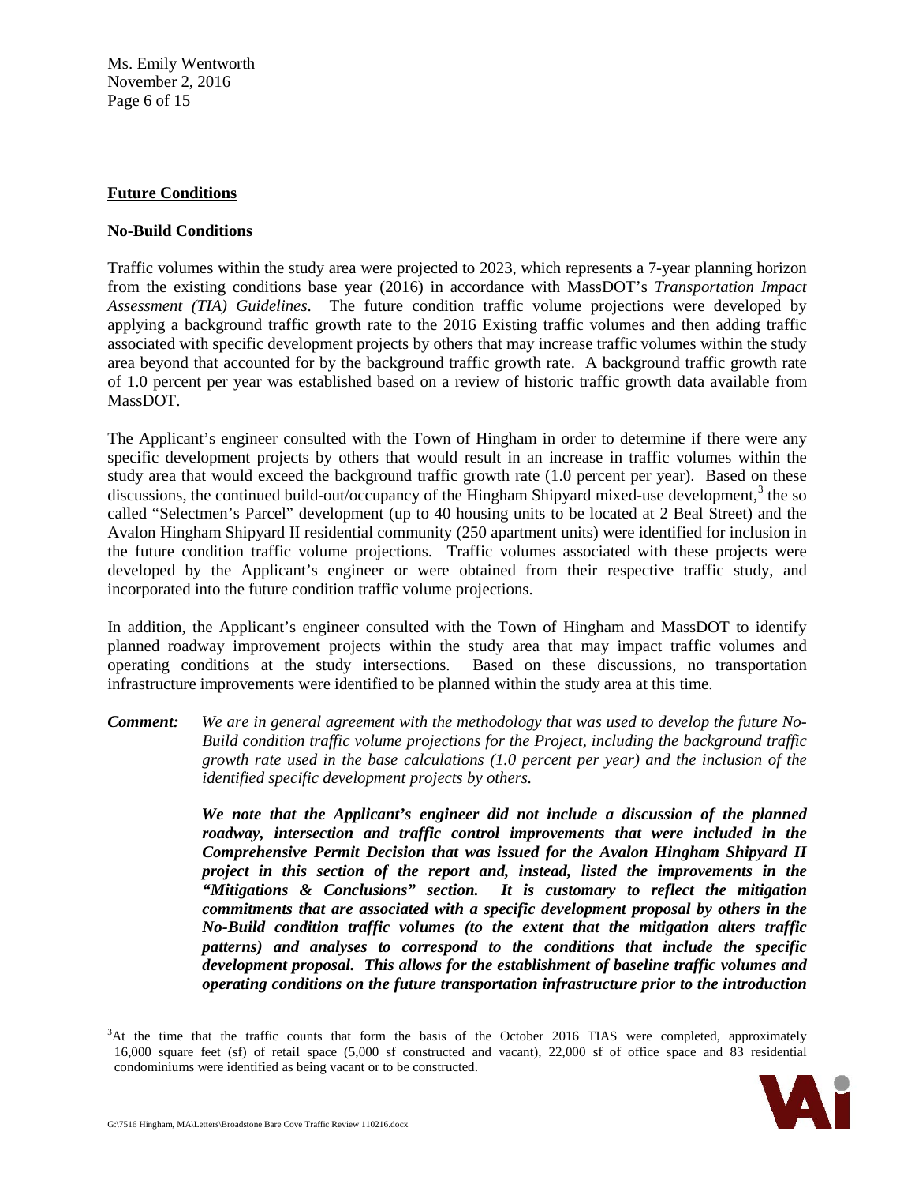## Future Conditions

### No-Build Conditions

Traffic volumes within the study area were projected to 2023, which represents a 7-year planning horizon from the existing conditions base year (2016) in accordance with MassDOT's *Transportation Impact Assessment (TIA) Guidelines*. The future condition traffic volume projections were developed by applying a background traffic growth rate to the 2016 Existing traffic volumes and then adding traffic associated with specific development projects by others that may increase traffic volumes within the study area beyond that accounted for by the background traffic growth rate. A background traffic growth rate of 1.0 percent per year was established based on a review of historic traffic growth data available from MassDOT.

The Applicant's engineer consulted with the Town of Hingham in order to determine if there were any specific development projects by others that would result in an increase in traffic volumes within the study area that would exceed the background traffic growth rate (1.0 percent per year). Based on these discussions, the continued build-out/occupancy of the Hingham Shipyard mixed-use development,[3] the so called "Selectmen's Parcel" development (up to 40 housing units to be located at 2 Beal Street) and the Avalon Hingham Shipyard II residential community (250 apartment units) were identified for inclusion in the future condition traffic volume projections. Traffic volumes associated with these projects were developed by the Applicant's engineer or were obtained from their respective traffic study, and incorporated into the future condition traffic volume projections.

In addition, the Applicant's engineer consulted with the Town of Hingham and MassDOT to identify planned roadway improvement projects within the study area that may impact traffic volumes and operating conditions at the study intersections. Based on these discussions, no transportation infrastructure improvements were identified to be planned within the study area at this time.

***Comment:*** *We are in general agreement with the methodology that was used to develop the future No-Build condition traffic volume projections for the Project, including the background traffic growth rate used in the base calculations (1.0 percent per year) and the inclusion of the identified specific development projects by others.*

***We note that the Applicant's engineer did not include a discussion of the planned roadway, intersection and traffic control improvements that were included in the Comprehensive Permit Decision that was issued for the Avalon Hingham Shipyard II project in this section of the report and, instead, listed the improvements in the "Mitigations & Conclusions" section. It is customary to reflect the mitigation commitments that are associated with a specific development proposal by others in the No-Build condition traffic volumes (to the extent that the mitigation alters traffic patterns) and analyses to correspond to the conditions that include the specific development proposal. This allows for the establishment of baseline traffic volumes and operating conditions on the future transportation infrastructure prior to the introduction***

[3] At the time that the traffic counts that form the basis of the October 2016 TIAS were completed, approximately 16,000 square feet (sf) of retail space (5,000 sf constructed and vacant), 22,000 sf of office space and 83 residential condominiums were identified as being vacant or to be constructed.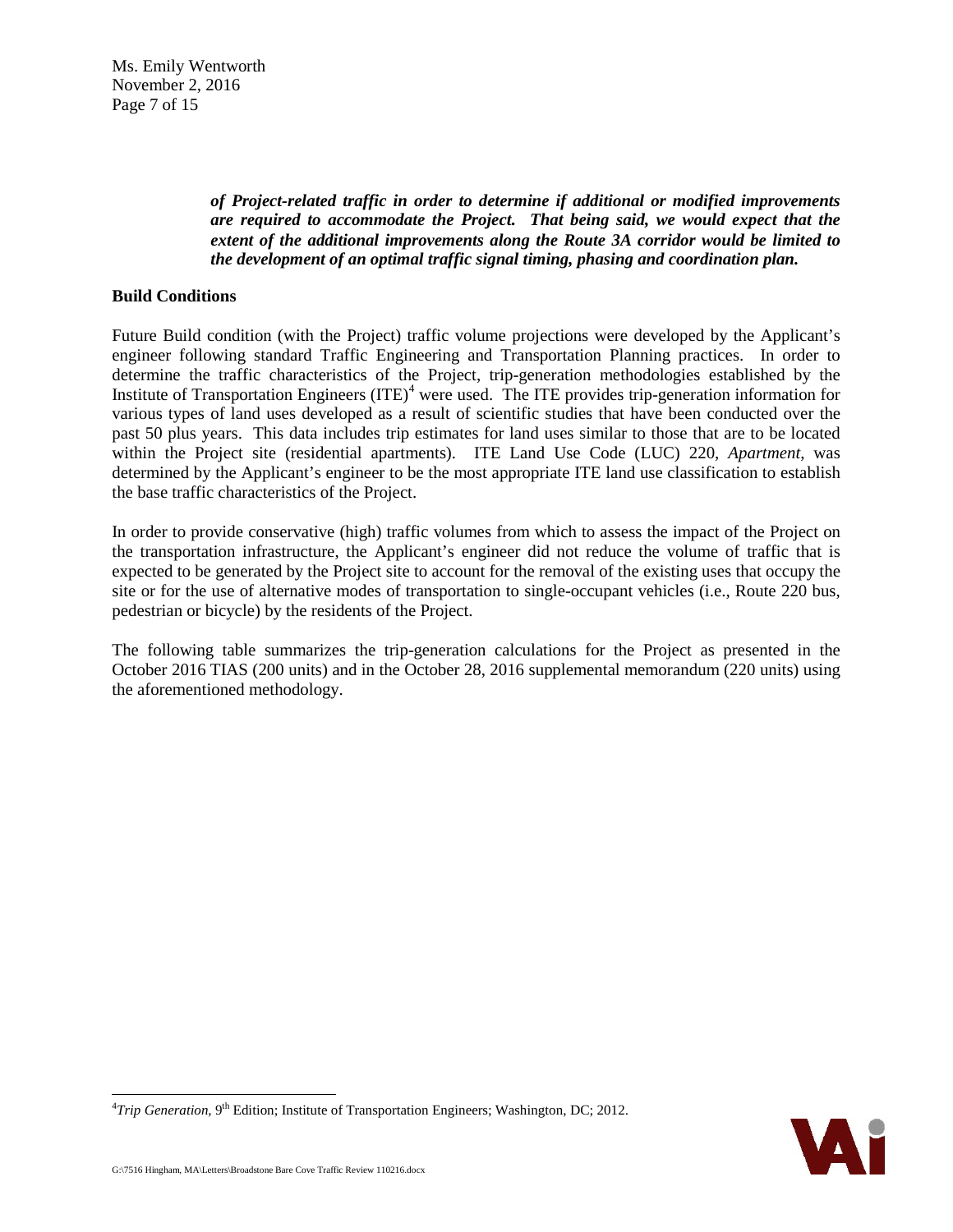***of Project-related traffic in order to determine if additional or modified improvements are required to accommodate the Project. That being said, we would expect that the extent of the additional improvements along the Route 3A corridor would be limited to the development of an optimal traffic signal timing, phasing and coordination plan.***

**Build Conditions**

Future Build condition (with the Project) traffic volume projections were developed by the Applicant's engineer following standard Traffic Engineering and Transportation Planning practices. In order to determine the traffic characteristics of the Project, trip-generation methodologies established by the Institute of Transportation Engineers (ITE)[4] were used. The ITE provides trip-generation information for various types of land uses developed as a result of scientific studies that have been conducted over the past 50 plus years. This data includes trip estimates for land uses similar to those that are to be located within the Project site (residential apartments). ITE Land Use Code (LUC) 220, *Apartment*, was determined by the Applicant's engineer to be the most appropriate ITE land use classification to establish the base traffic characteristics of the Project.

In order to provide conservative (high) traffic volumes from which to assess the impact of the Project on the transportation infrastructure, the Applicant's engineer did not reduce the volume of traffic that is expected to be generated by the Project site to account for the removal of the existing uses that occupy the site or for the use of alternative modes of transportation to single-occupant vehicles (i.e., Route 220 bus, pedestrian or bicycle) by the residents of the Project.

The following table summarizes the trip-generation calculations for the Project as presented in the October 2016 TIAS (200 units) and in the October 28, 2016 supplemental memorandum (220 units) using the aforementioned methodology.

[4] *Trip Generation*, 9th Edition; Institute of Transportation Engineers; Washington, DC; 2012.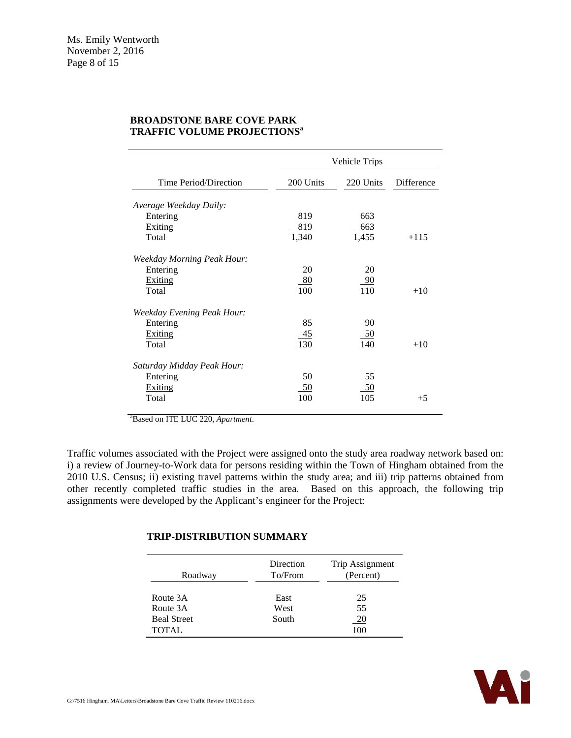**BROADSTONE BARE COVE PARK**
**TRAFFIC VOLUME PROJECTIONS**[a]

| Time Period/Direction | Vehicle Trips | | |
|---|---|---|---|
| | 200 Units | 220 Units | Difference |
| *Average Weekday Daily:* | | | |
| Entering | 819 | 663 | |
| Exiting | 819 | 663 | |
| Total | 1,340 | 1,455 | +115 |
| *Weekday Morning Peak Hour:* | | | |
| Entering | 20 | 20 | |
| Exiting | 80 | 90 | |
| Total | 100 | 110 | +10 |
| *Weekday Evening Peak Hour:* | | | |
| Entering | 85 | 90 | |
| Exiting | 45 | 50 | |
| Total | 130 | 140 | +10 |
| *Saturday Midday Peak Hour:* | | | |
| Entering | 50 | 55 | |
| Exiting | 50 | 50 | |
| Total | 100 | 105 | +5 |

[a]Based on ITE LUC 220, *Apartment*.

Traffic volumes associated with the Project were assigned onto the study area roadway network based on: i) a review of Journey-to-Work data for persons residing within the Town of Hingham obtained from the 2010 U.S. Census; ii) existing travel patterns within the study area; and iii) trip patterns obtained from other recently completed traffic studies in the area. Based on this approach, the following trip assignments were developed by the Applicant's engineer for the Project:

**TRIP-DISTRIBUTION SUMMARY**

| Roadway | Direction To/From | Trip Assignment (Percent) |
|---|---|---|
| Route 3A | East | 25 |
| Route 3A | West | 55 |
| Beal Street | South | 20 |
| TOTAL | | 100 |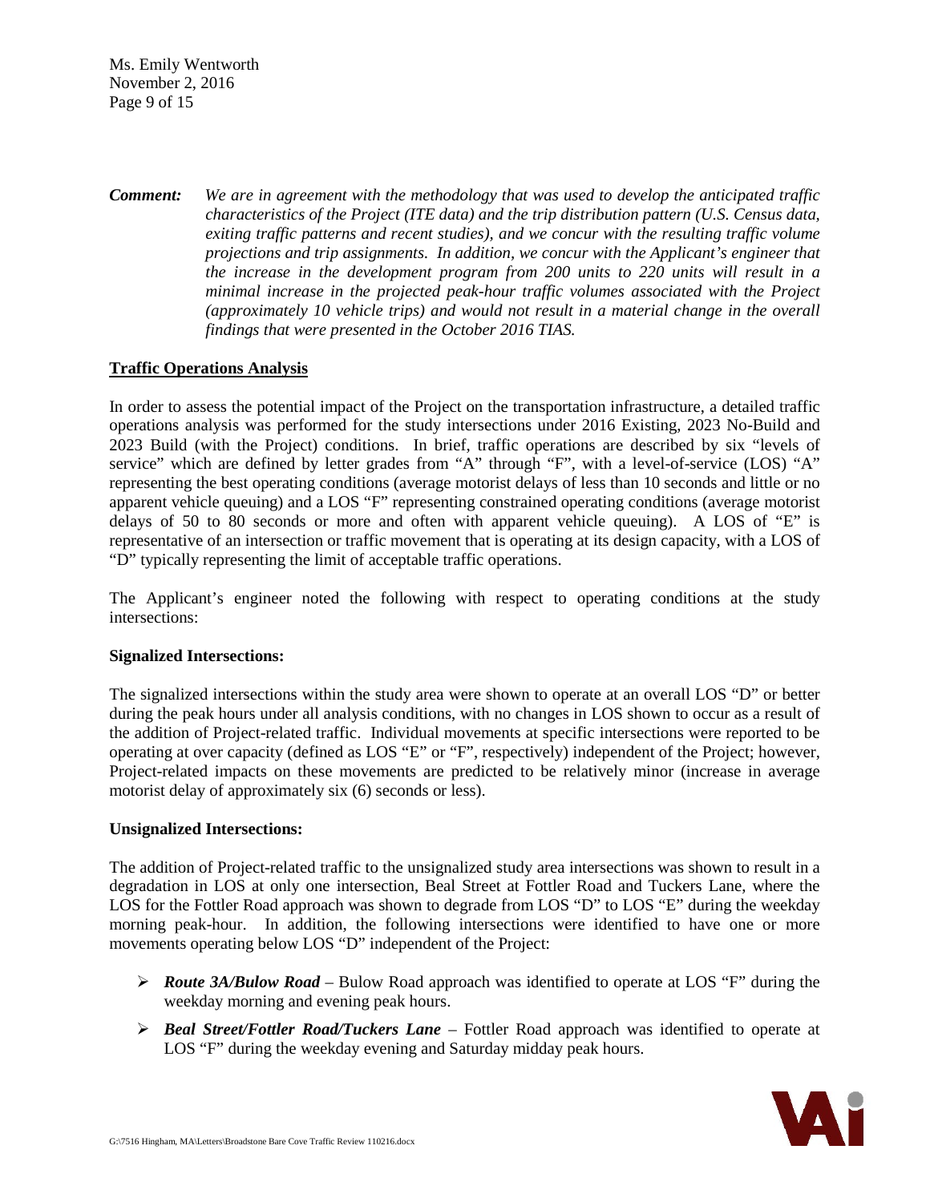***Comment:*** *We are in agreement with the methodology that was used to develop the anticipated traffic characteristics of the Project (ITE data) and the trip distribution pattern (U.S. Census data, exiting traffic patterns and recent studies), and we concur with the resulting traffic volume projections and trip assignments. In addition, we concur with the Applicant's engineer that the increase in the development program from 200 units to 220 units will result in a minimal increase in the projected peak-hour traffic volumes associated with the Project (approximately 10 vehicle trips) and would not result in a material change in the overall findings that were presented in the October 2016 TIAS.*

**<u>Traffic Operations Analysis</u>**

In order to assess the potential impact of the Project on the transportation infrastructure, a detailed traffic operations analysis was performed for the study intersections under 2016 Existing, 2023 No-Build and 2023 Build (with the Project) conditions. In brief, traffic operations are described by six "levels of service" which are defined by letter grades from "A" through "F", with a level-of-service (LOS) "A" representing the best operating conditions (average motorist delays of less than 10 seconds and little or no apparent vehicle queuing) and a LOS "F" representing constrained operating conditions (average motorist delays of 50 to 80 seconds or more and often with apparent vehicle queuing). A LOS of "E" is representative of an intersection or traffic movement that is operating at its design capacity, with a LOS of "D" typically representing the limit of acceptable traffic operations.

The Applicant's engineer noted the following with respect to operating conditions at the study intersections:

**Signalized Intersections:**

The signalized intersections within the study area were shown to operate at an overall LOS "D" or better during the peak hours under all analysis conditions, with no changes in LOS shown to occur as a result of the addition of Project-related traffic. Individual movements at specific intersections were reported to be operating at over capacity (defined as LOS "E" or "F", respectively) independent of the Project; however, Project-related impacts on these movements are predicted to be relatively minor (increase in average motorist delay of approximately six (6) seconds or less).

**Unsignalized Intersections:**

The addition of Project-related traffic to the unsignalized study area intersections was shown to result in a degradation in LOS at only one intersection, Beal Street at Fottler Road and Tuckers Lane, where the LOS for the Fottler Road approach was shown to degrade from LOS "D" to LOS "E" during the weekday morning peak-hour. In addition, the following intersections were identified to have one or more movements operating below LOS "D" independent of the Project:

- ***Route 3A/Bulow Road*** – Bulow Road approach was identified to operate at LOS "F" during the weekday morning and evening peak hours.
- ***Beal Street/Fottler Road/Tuckers Lane*** – Fottler Road approach was identified to operate at LOS "F" during the weekday evening and Saturday midday peak hours.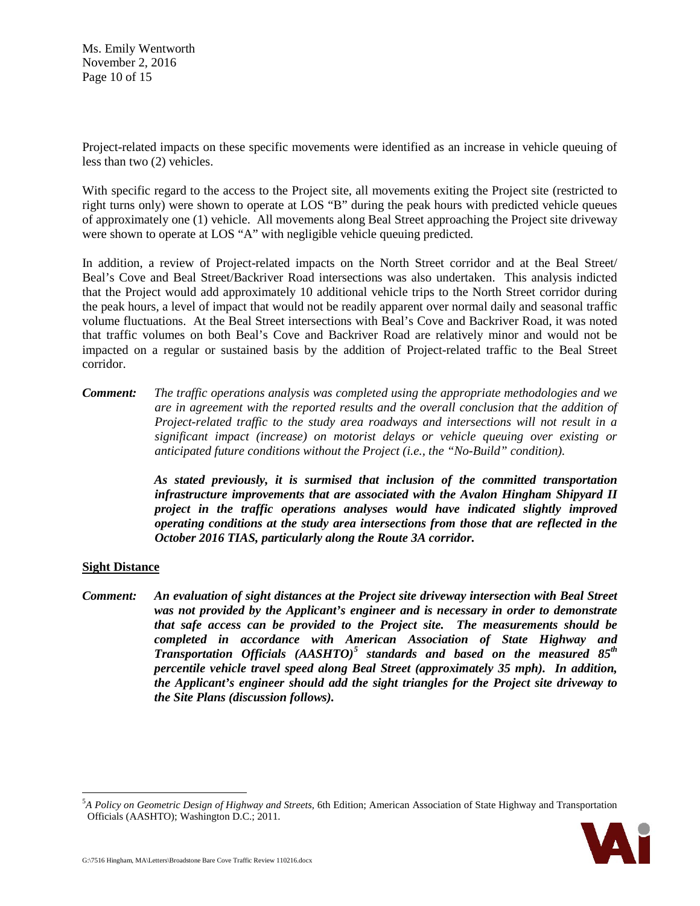Project-related impacts on these specific movements were identified as an increase in vehicle queuing of less than two (2) vehicles.

With specific regard to the access to the Project site, all movements exiting the Project site (restricted to right turns only) were shown to operate at LOS "B" during the peak hours with predicted vehicle queues of approximately one (1) vehicle. All movements along Beal Street approaching the Project site driveway were shown to operate at LOS "A" with negligible vehicle queuing predicted.

In addition, a review of Project-related impacts on the North Street corridor and at the Beal Street/ Beal's Cove and Beal Street/Backriver Road intersections was also undertaken. This analysis indicted that the Project would add approximately 10 additional vehicle trips to the North Street corridor during the peak hours, a level of impact that would not be readily apparent over normal daily and seasonal traffic volume fluctuations. At the Beal Street intersections with Beal's Cove and Backriver Road, it was noted that traffic volumes on both Beal's Cove and Backriver Road are relatively minor and would not be impacted on a regular or sustained basis by the addition of Project-related traffic to the Beal Street corridor.

***Comment:*** *The traffic operations analysis was completed using the appropriate methodologies and we are in agreement with the reported results and the overall conclusion that the addition of Project-related traffic to the study area roadways and intersections will not result in a significant impact (increase) on motorist delays or vehicle queuing over existing or anticipated future conditions without the Project (i.e., the "No-Build" condition).*

***As stated previously, it is surmised that inclusion of the committed transportation infrastructure improvements that are associated with the Avalon Hingham Shipyard II project in the traffic operations analyses would have indicated slightly improved operating conditions at the study area intersections from those that are reflected in the October 2016 TIAS, particularly along the Route 3A corridor.***

**Sight Distance**

***Comment:*** ***An evaluation of sight distances at the Project site driveway intersection with Beal Street was not provided by the Applicant's engineer and is necessary in order to demonstrate that safe access can be provided to the Project site. The measurements should be completed in accordance with American Association of State Highway and Transportation Officials (AASHTO)[5] standards and based on the measured 85th percentile vehicle travel speed along Beal Street (approximately 35 mph). In addition, the Applicant's engineer should add the sight triangles for the Project site driveway to the Site Plans (discussion follows).***

[5] *A Policy on Geometric Design of Highway and Streets*, 6th Edition; American Association of State Highway and Transportation Officials (AASHTO); Washington D.C.; 2011.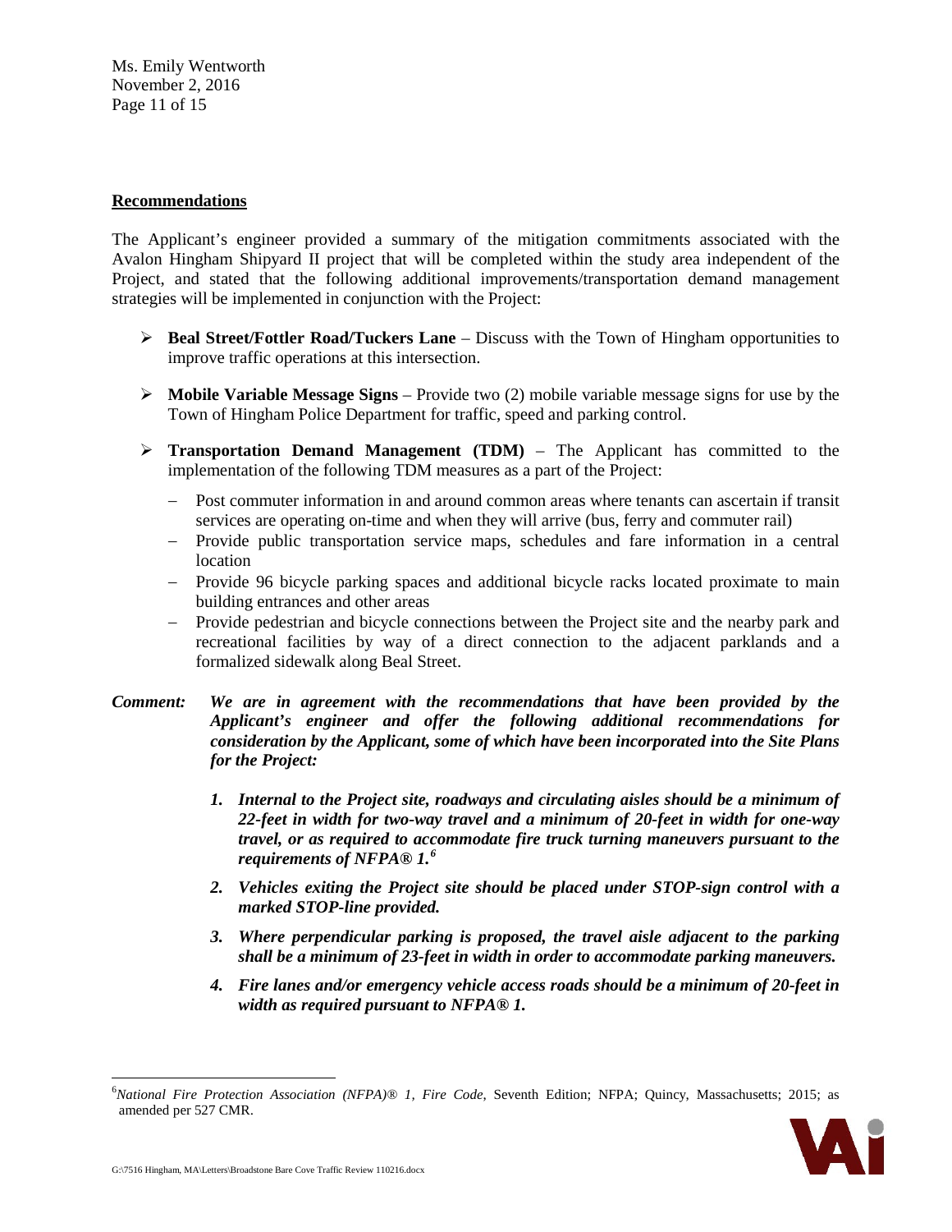**Recommendations**

The Applicant's engineer provided a summary of the mitigation commitments associated with the Avalon Hingham Shipyard II project that will be completed within the study area independent of the Project, and stated that the following additional improvements/transportation demand management strategies will be implemented in conjunction with the Project:

- **Beal Street/Fottler Road/Tuckers Lane** – Discuss with the Town of Hingham opportunities to improve traffic operations at this intersection.
- **Mobile Variable Message Signs** – Provide two (2) mobile variable message signs for use by the Town of Hingham Police Department for traffic, speed and parking control.
- **Transportation Demand Management (TDM)** – The Applicant has committed to the implementation of the following TDM measures as a part of the Project:
  - Post commuter information in and around common areas where tenants can ascertain if transit services are operating on-time and when they will arrive (bus, ferry and commuter rail)
  - Provide public transportation service maps, schedules and fare information in a central location
  - Provide 96 bicycle parking spaces and additional bicycle racks located proximate to main building entrances and other areas
  - Provide pedestrian and bicycle connections between the Project site and the nearby park and recreational facilities by way of a direct connection to the adjacent parklands and a formalized sidewalk along Beal Street.

***Comment:*** ***We are in agreement with the recommendations that have been provided by the Applicant's engineer and offer the following additional recommendations for consideration by the Applicant, some of which have been incorporated into the Site Plans for the Project:***

1. ***Internal to the Project site, roadways and circulating aisles should be a minimum of 22-feet in width for two-way travel and a minimum of 20-feet in width for one-way travel, or as required to accommodate fire truck turning maneuvers pursuant to the requirements of NFPA® 1.***[6]
2. ***Vehicles exiting the Project site should be placed under STOP-sign control with a marked STOP-line provided.***
3. ***Where perpendicular parking is proposed, the travel aisle adjacent to the parking shall be a minimum of 23-feet in width in order to accommodate parking maneuvers.***
4. ***Fire lanes and/or emergency vehicle access roads should be a minimum of 20-feet in width as required pursuant to NFPA® 1.***

---

[6] *National Fire Protection Association (NFPA)® 1, Fire Code*, Seventh Edition; NFPA; Quincy, Massachusetts; 2015; as amended per 527 CMR.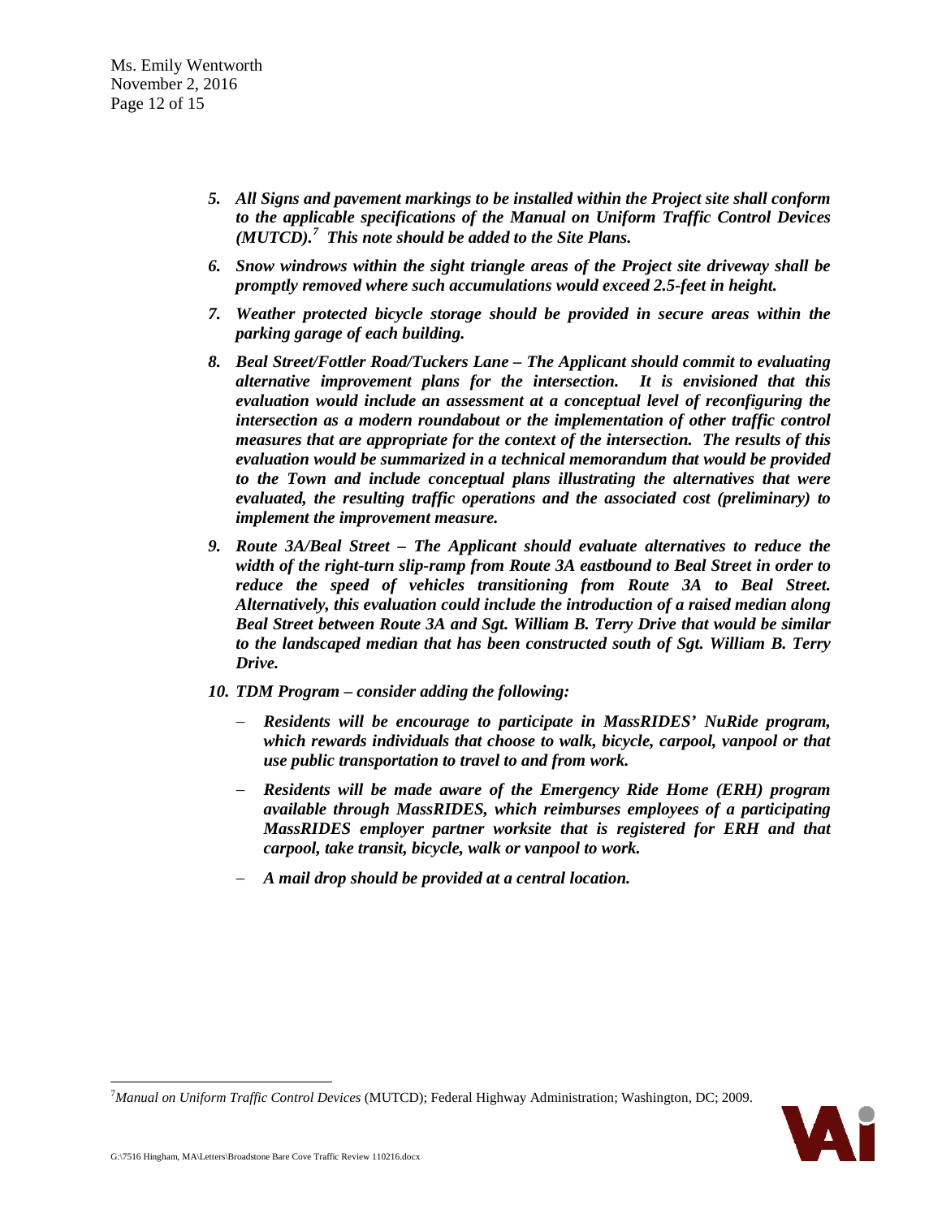5. ***All Signs and pavement markings to be installed within the Project site shall conform to the applicable specifications of the Manual on Uniform Traffic Control Devices (MUTCD).[7] This note should be added to the Site Plans.***

6. ***Snow windrows within the sight triangle areas of the Project site driveway shall be promptly removed where such accumulations would exceed 2.5-feet in height.***

7. ***Weather protected bicycle storage should be provided in secure areas within the parking garage of each building.***

8. ***Beal Street/Fottler Road/Tuckers Lane – The Applicant should commit to evaluating alternative improvement plans for the intersection. It is envisioned that this evaluation would include an assessment at a conceptual level of reconfiguring the intersection as a modern roundabout or the implementation of other traffic control measures that are appropriate for the context of the intersection. The results of this evaluation would be summarized in a technical memorandum that would be provided to the Town and include conceptual plans illustrating the alternatives that were evaluated, the resulting traffic operations and the associated cost (preliminary) to implement the improvement measure.***

9. ***Route 3A/Beal Street – The Applicant should evaluate alternatives to reduce the width of the right-turn slip-ramp from Route 3A eastbound to Beal Street in order to reduce the speed of vehicles transitioning from Route 3A to Beal Street. Alternatively, this evaluation could include the introduction of a raised median along Beal Street between Route 3A and Sgt. William B. Terry Drive that would be similar to the landscaped median that has been constructed south of Sgt. William B. Terry Drive.***

10. ***TDM Program – consider adding the following:***

    - ***Residents will be encourage to participate in MassRIDES' NuRide program, which rewards individuals that choose to walk, bicycle, carpool, vanpool or that use public transportation to travel to and from work.***

    - ***Residents will be made aware of the Emergency Ride Home (ERH) program available through MassRIDES, which reimburses employees of a participating MassRIDES employer partner worksite that is registered for ERH and that carpool, take transit, bicycle, walk or vanpool to work.***

    - ***A mail drop should be provided at a central location.***

---

[7] *Manual on Uniform Traffic Control Devices* (MUTCD); Federal Highway Administration; Washington, DC; 2009.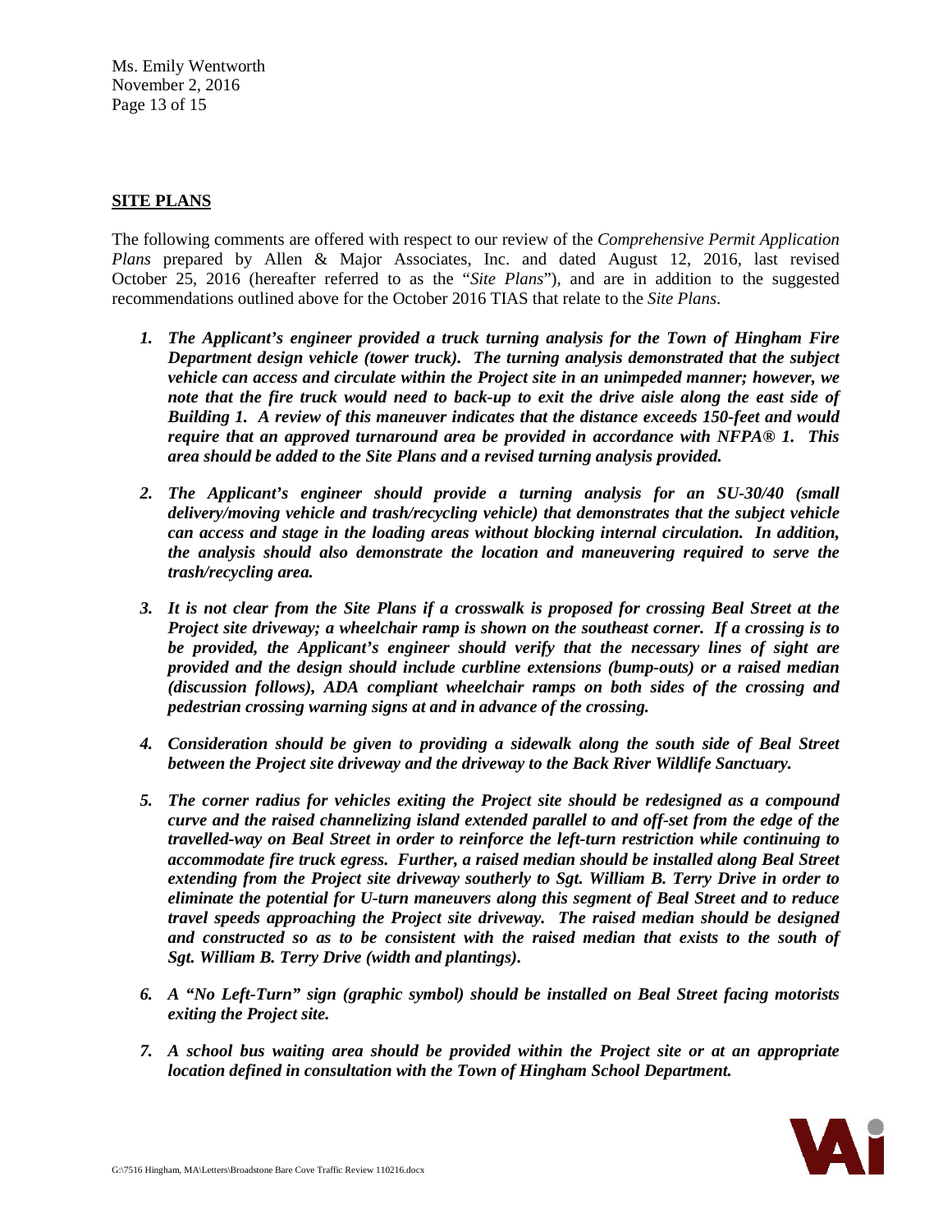## SITE PLANS

The following comments are offered with respect to our review of the *Comprehensive Permit Application Plans* prepared by Allen & Major Associates, Inc. and dated August 12, 2016, last revised October 25, 2016 (hereafter referred to as the "*Site Plans*"), and are in addition to the suggested recommendations outlined above for the October 2016 TIAS that relate to the *Site Plans*.

1. ***The Applicant's engineer provided a truck turning analysis for the Town of Hingham Fire Department design vehicle (tower truck). The turning analysis demonstrated that the subject vehicle can access and circulate within the Project site in an unimpeded manner; however, we note that the fire truck would need to back-up to exit the drive aisle along the east side of Building 1. A review of this maneuver indicates that the distance exceeds 150-feet and would require that an approved turnaround area be provided in accordance with NFPA® 1. This area should be added to the Site Plans and a revised turning analysis provided.***

2. ***The Applicant's engineer should provide a turning analysis for an SU-30/40 (small delivery/moving vehicle and trash/recycling vehicle) that demonstrates that the subject vehicle can access and stage in the loading areas without blocking internal circulation. In addition, the analysis should also demonstrate the location and maneuvering required to serve the trash/recycling area.***

3. ***It is not clear from the Site Plans if a crosswalk is proposed for crossing Beal Street at the Project site driveway; a wheelchair ramp is shown on the southeast corner. If a crossing is to be provided, the Applicant's engineer should verify that the necessary lines of sight are provided and the design should include curbline extensions (bump-outs) or a raised median (discussion follows), ADA compliant wheelchair ramps on both sides of the crossing and pedestrian crossing warning signs at and in advance of the crossing.***

4. ***Consideration should be given to providing a sidewalk along the south side of Beal Street between the Project site driveway and the driveway to the Back River Wildlife Sanctuary.***

5. ***The corner radius for vehicles exiting the Project site should be redesigned as a compound curve and the raised channelizing island extended parallel to and off-set from the edge of the travelled-way on Beal Street in order to reinforce the left-turn restriction while continuing to accommodate fire truck egress. Further, a raised median should be installed along Beal Street extending from the Project site driveway southerly to Sgt. William B. Terry Drive in order to eliminate the potential for U-turn maneuvers along this segment of Beal Street and to reduce travel speeds approaching the Project site driveway. The raised median should be designed and constructed so as to be consistent with the raised median that exists to the south of Sgt. William B. Terry Drive (width and plantings).***

6. ***A "No Left-Turn" sign (graphic symbol) should be installed on Beal Street facing motorists exiting the Project site.***

7. ***A school bus waiting area should be provided within the Project site or at an appropriate location defined in consultation with the Town of Hingham School Department.***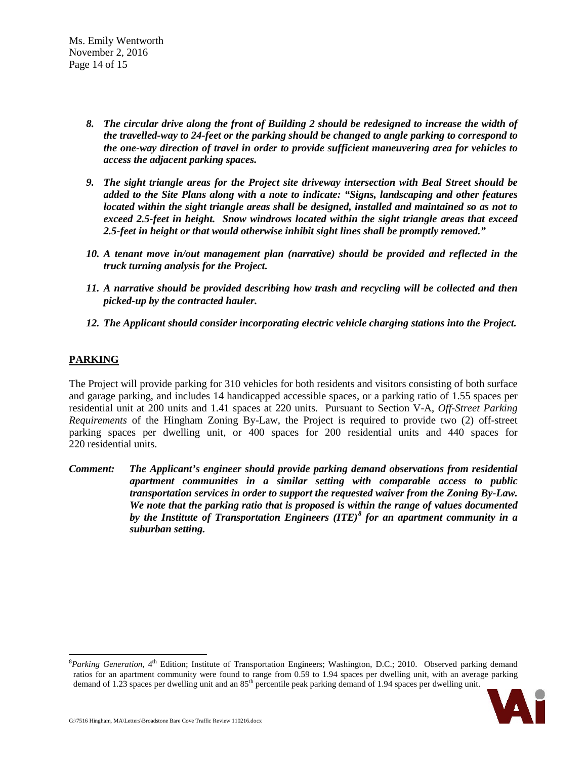8. ***The circular drive along the front of Building 2 should be redesigned to increase the width of the travelled-way to 24-feet or the parking should be changed to angle parking to correspond to the one-way direction of travel in order to provide sufficient maneuvering area for vehicles to access the adjacent parking spaces.***

9. ***The sight triangle areas for the Project site driveway intersection with Beal Street should be added to the Site Plans along with a note to indicate: "Signs, landscaping and other features located within the sight triangle areas shall be designed, installed and maintained so as not to exceed 2.5-feet in height. Snow windrows located within the sight triangle areas that exceed 2.5-feet in height or that would otherwise inhibit sight lines shall be promptly removed."***

10. ***A tenant move in/out management plan (narrative) should be provided and reflected in the truck turning analysis for the Project.***

11. ***A narrative should be provided describing how trash and recycling will be collected and then picked-up by the contracted hauler.***

12. ***The Applicant should consider incorporating electric vehicle charging stations into the Project.***

## PARKING

The Project will provide parking for 310 vehicles for both residents and visitors consisting of both surface and garage parking, and includes 14 handicapped accessible spaces, or a parking ratio of 1.55 spaces per residential unit at 200 units and 1.41 spaces at 220 units. Pursuant to Section V-A, *Off-Street Parking Requirements* of the Hingham Zoning By-Law, the Project is required to provide two (2) off-street parking spaces per dwelling unit, or 400 spaces for 200 residential units and 440 spaces for 220 residential units.

***Comment:*** ***The Applicant's engineer should provide parking demand observations from residential apartment communities in a similar setting with comparable access to public transportation services in order to support the requested waiver from the Zoning By-Law. We note that the parking ratio that is proposed is within the range of values documented by the Institute of Transportation Engineers (ITE)[8] for an apartment community in a suburban setting.***

---

[8] *Parking Generation*, 4th Edition; Institute of Transportation Engineers; Washington, D.C.; 2010. Observed parking demand ratios for an apartment community were found to range from 0.59 to 1.94 spaces per dwelling unit, with an average parking demand of 1.23 spaces per dwelling unit and an 85th percentile peak parking demand of 1.94 spaces per dwelling unit.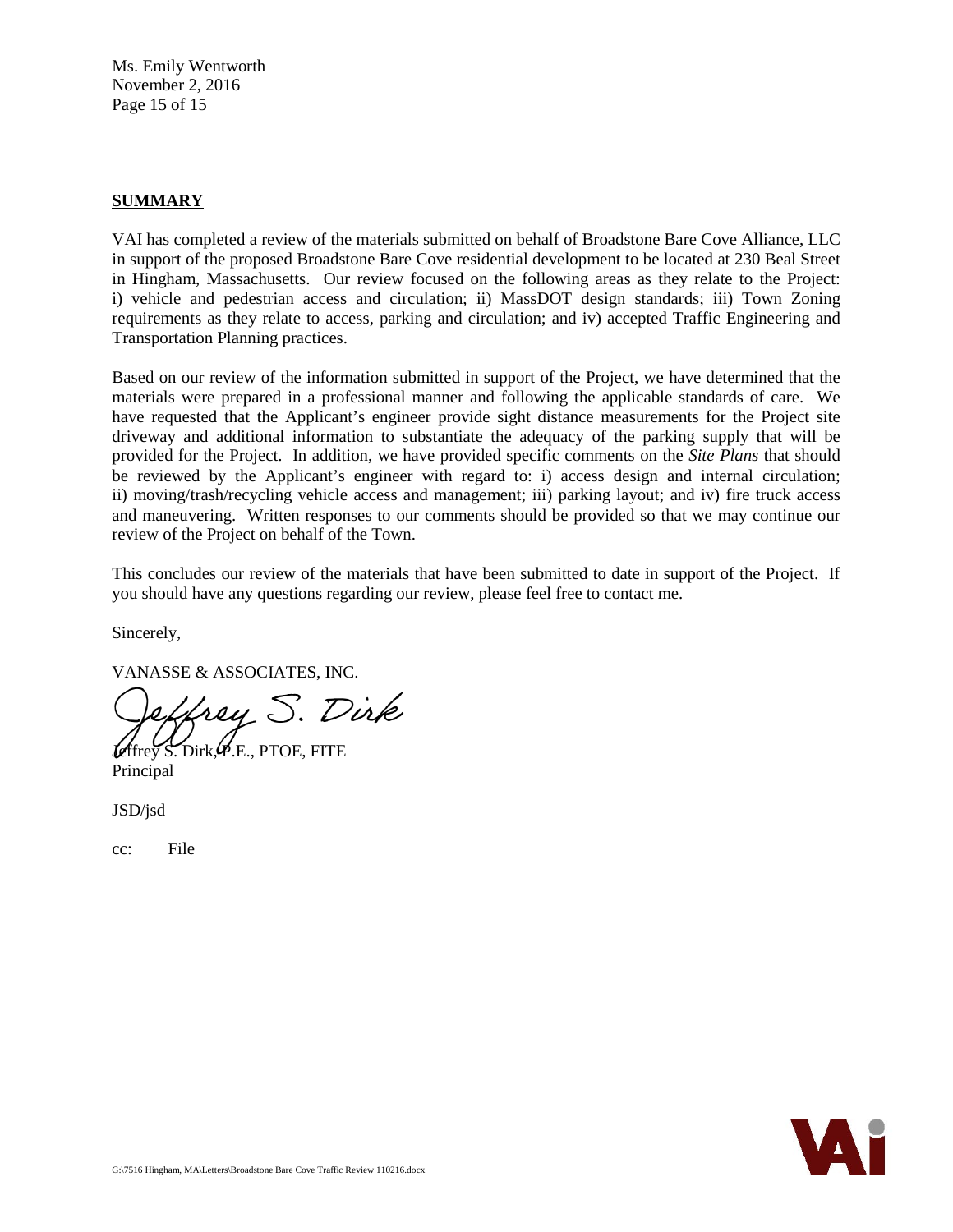## SUMMARY

VAI has completed a review of the materials submitted on behalf of Broadstone Bare Cove Alliance, LLC in support of the proposed Broadstone Bare Cove residential development to be located at 230 Beal Street in Hingham, Massachusetts. Our review focused on the following areas as they relate to the Project: i) vehicle and pedestrian access and circulation; ii) MassDOT design standards; iii) Town Zoning requirements as they relate to access, parking and circulation; and iv) accepted Traffic Engineering and Transportation Planning practices.

Based on our review of the information submitted in support of the Project, we have determined that the materials were prepared in a professional manner and following the applicable standards of care. We have requested that the Applicant's engineer provide sight distance measurements for the Project site driveway and additional information to substantiate the adequacy of the parking supply that will be provided for the Project. In addition, we have provided specific comments on the *Site Plans* that should be reviewed by the Applicant's engineer with regard to: i) access design and internal circulation; ii) moving/trash/recycling vehicle access and management; iii) parking layout; and iv) fire truck access and maneuvering. Written responses to our comments should be provided so that we may continue our review of the Project on behalf of the Town.

This concludes our review of the materials that have been submitted to date in support of the Project. If you should have any questions regarding our review, please feel free to contact me.

Sincerely,

VANASSE & ASSOCIATES, INC.

Jeffrey S. Dirk

Jeffrey S. Dirk, P.E., PTOE, FITE
Principal

JSD/jsd

cc: File

G:\7516 Hingham, MA\Letters\Broadstone Bare Cove Traffic Review 110216.docx